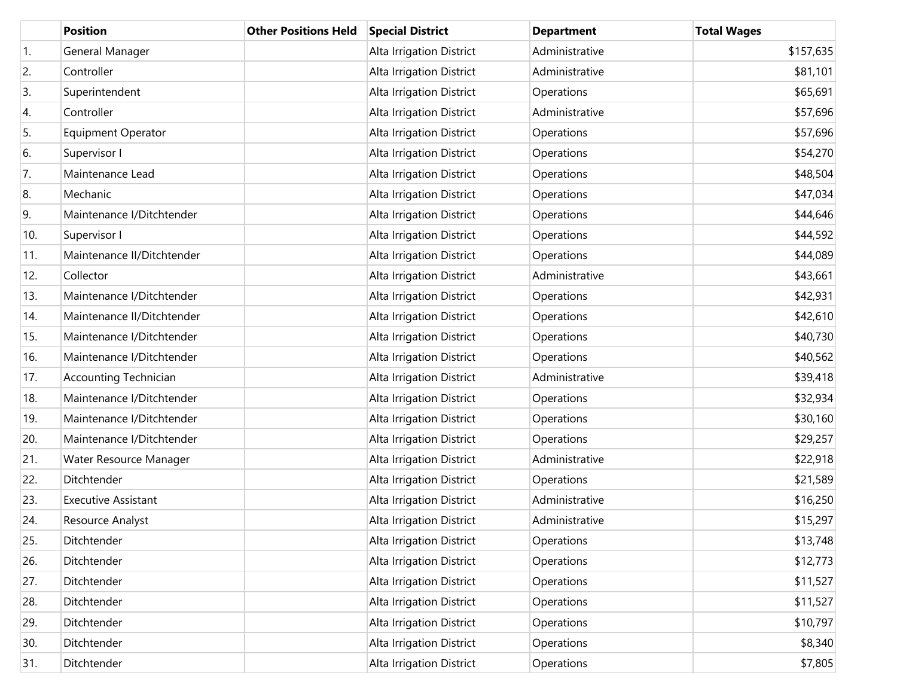| | Position | Other Positions Held | Special District | Department | Total Wages |
|---|---|---|---|---|---|
| 1. | General Manager | | Alta Irrigation District | Administrative | $157,635 |
| 2. | Controller | | Alta Irrigation District | Administrative | $81,101 |
| 3. | Superintendent | | Alta Irrigation District | Operations | $65,691 |
| 4. | Controller | | Alta Irrigation District | Administrative | $57,696 |
| 5. | Equipment Operator | | Alta Irrigation District | Operations | $57,696 |
| 6. | Supervisor I | | Alta Irrigation District | Operations | $54,270 |
| 7. | Maintenance Lead | | Alta Irrigation District | Operations | $48,504 |
| 8. | Mechanic | | Alta Irrigation District | Operations | $47,034 |
| 9. | Maintenance I/Ditchtender | | Alta Irrigation District | Operations | $44,646 |
| 10. | Supervisor I | | Alta Irrigation District | Operations | $44,592 |
| 11. | Maintenance II/Ditchtender | | Alta Irrigation District | Operations | $44,089 |
| 12. | Collector | | Alta Irrigation District | Administrative | $43,661 |
| 13. | Maintenance I/Ditchtender | | Alta Irrigation District | Operations | $42,931 |
| 14. | Maintenance II/Ditchtender | | Alta Irrigation District | Operations | $42,610 |
| 15. | Maintenance I/Ditchtender | | Alta Irrigation District | Operations | $40,730 |
| 16. | Maintenance I/Ditchtender | | Alta Irrigation District | Operations | $40,562 |
| 17. | Accounting Technician | | Alta Irrigation District | Administrative | $39,418 |
| 18. | Maintenance I/Ditchtender | | Alta Irrigation District | Operations | $32,934 |
| 19. | Maintenance I/Ditchtender | | Alta Irrigation District | Operations | $30,160 |
| 20. | Maintenance I/Ditchtender | | Alta Irrigation District | Operations | $29,257 |
| 21. | Water Resource Manager | | Alta Irrigation District | Administrative | $22,918 |
| 22. | Ditchtender | | Alta Irrigation District | Operations | $21,589 |
| 23. | Executive Assistant | | Alta Irrigation District | Administrative | $16,250 |
| 24. | Resource Analyst | | Alta Irrigation District | Administrative | $15,297 |
| 25. | Ditchtender | | Alta Irrigation District | Operations | $13,748 |
| 26. | Ditchtender | | Alta Irrigation District | Operations | $12,773 |
| 27. | Ditchtender | | Alta Irrigation District | Operations | $11,527 |
| 28. | Ditchtender | | Alta Irrigation District | Operations | $11,527 |
| 29. | Ditchtender | | Alta Irrigation District | Operations | $10,797 |
| 30. | Ditchtender | | Alta Irrigation District | Operations | $8,340 |
| 31. | Ditchtender | | Alta Irrigation District | Operations | $7,805 |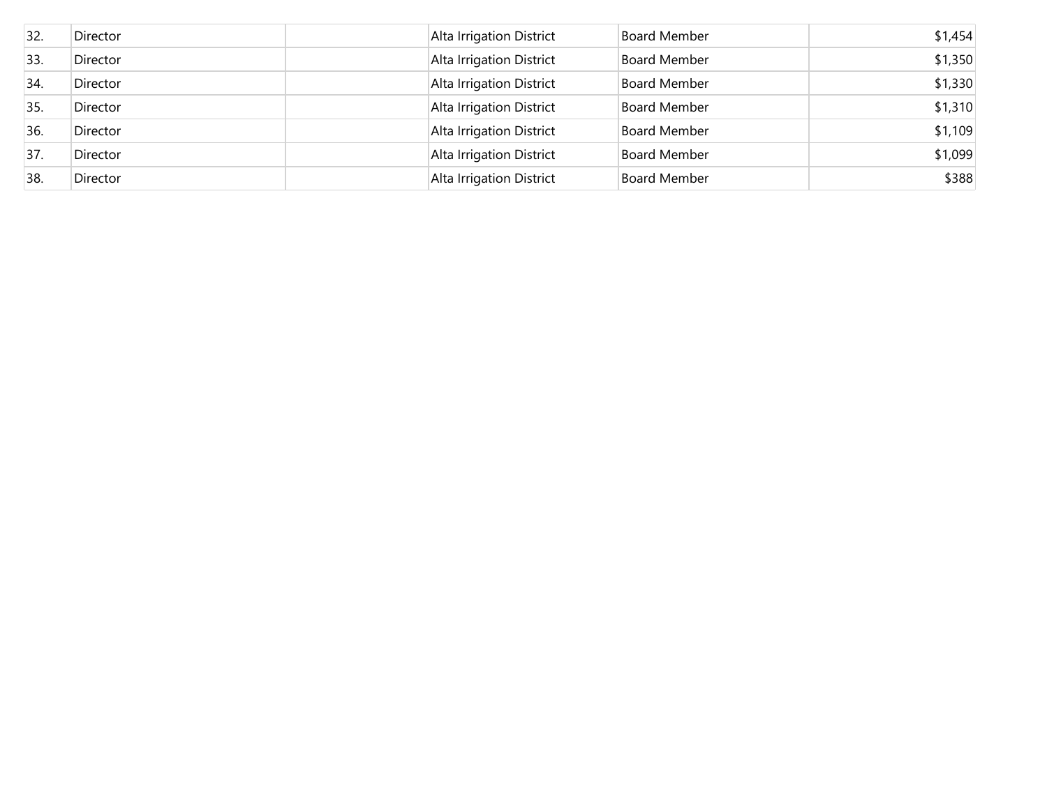| | | | | | |
|---|---|---|---|---|---|
| 32. | Director | | Alta Irrigation District | Board Member | $1,454 |
| 33. | Director | | Alta Irrigation District | Board Member | $1,350 |
| 34. | Director | | Alta Irrigation District | Board Member | $1,330 |
| 35. | Director | | Alta Irrigation District | Board Member | $1,310 |
| 36. | Director | | Alta Irrigation District | Board Member | $1,109 |
| 37. | Director | | Alta Irrigation District | Board Member | $1,099 |
| 38. | Director | | Alta Irrigation District | Board Member | $388 |